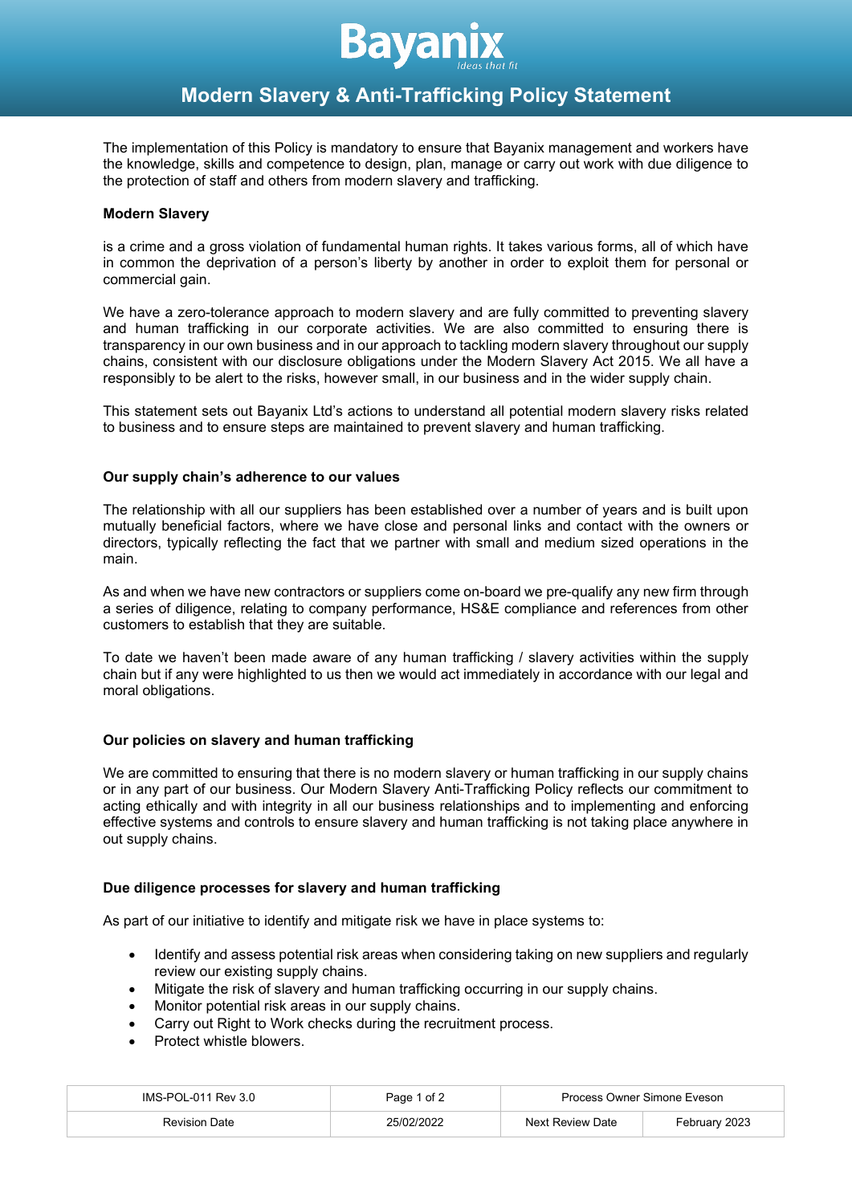# Modern Slavery & Anti-Trafficking Policy Statement

The implementation of this Policy is mandatory to ensure that Bayanix management and workers have the knowledge, skills and competence to design, plan, manage or carry out work with due diligence to the protection of staff and others from modern slavery and trafficking.

**Modern Slavery**

is a crime and a gross violation of fundamental human rights. It takes various forms, all of which have in common the deprivation of a person's liberty by another in order to exploit them for personal or commercial gain.

We have a zero-tolerance approach to modern slavery and are fully committed to preventing slavery and human trafficking in our corporate activities. We are also committed to ensuring there is transparency in our own business and in our approach to tackling modern slavery throughout our supply chains, consistent with our disclosure obligations under the Modern Slavery Act 2015. We all have a responsibly to be alert to the risks, however small, in our business and in the wider supply chain.

This statement sets out Bayanix Ltd's actions to understand all potential modern slavery risks related to business and to ensure steps are maintained to prevent slavery and human trafficking.

**Our supply chain's adherence to our values**

The relationship with all our suppliers has been established over a number of years and is built upon mutually beneficial factors, where we have close and personal links and contact with the owners or directors, typically reflecting the fact that we partner with small and medium sized operations in the main.

As and when we have new contractors or suppliers come on-board we pre-qualify any new firm through a series of diligence, relating to company performance, HS&E compliance and references from other customers to establish that they are suitable.

To date we haven't been made aware of any human trafficking / slavery activities within the supply chain but if any were highlighted to us then we would act immediately in accordance with our legal and moral obligations.

**Our policies on slavery and human trafficking**

We are committed to ensuring that there is no modern slavery or human trafficking in our supply chains or in any part of our business. Our Modern Slavery Anti-Trafficking Policy reflects our commitment to acting ethically and with integrity in all our business relationships and to implementing and enforcing effective systems and controls to ensure slavery and human trafficking is not taking place anywhere in out supply chains.

**Due diligence processes for slavery and human trafficking**

As part of our initiative to identify and mitigate risk we have in place systems to:

- Identify and assess potential risk areas when considering taking on new suppliers and regularly review our existing supply chains.
- Mitigate the risk of slavery and human trafficking occurring in our supply chains.
- Monitor potential risk areas in our supply chains.
- Carry out Right to Work checks during the recruitment process.
- Protect whistle blowers.

| IMS-POL-011 Rev 3.0 | Page 1 of 2 | Process Owner Simone Eveson | |
|---|---|---|---|
| Revision Date | 25/02/2022 | Next Review Date | February 2023 |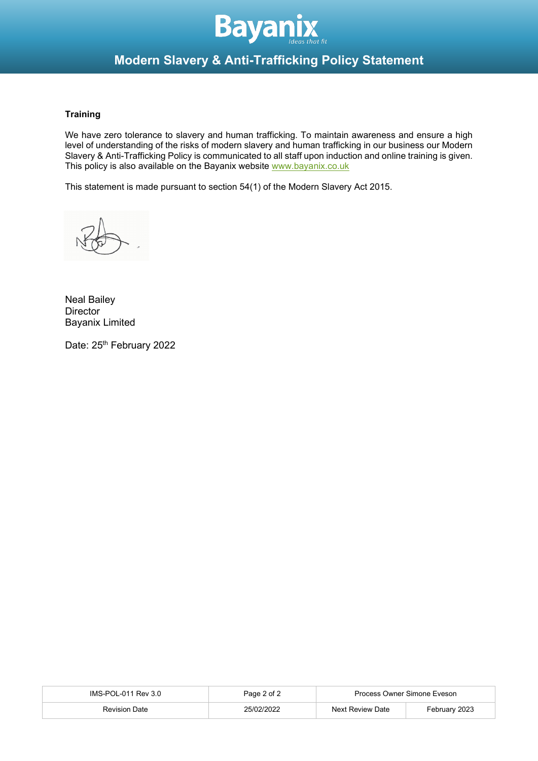**Training**

We have zero tolerance to slavery and human trafficking. To maintain awareness and ensure a high level of understanding of the risks of modern slavery and human trafficking in our business our Modern Slavery & Anti-Trafficking Policy is communicated to all staff upon induction and online training is given. This policy is also available on the Bayanix website www.bayanix.co.uk

This statement is made pursuant to section 54(1) of the Modern Slavery Act 2015.

Neal Bailey
Director
Bayanix Limited

Date: 25th February 2022